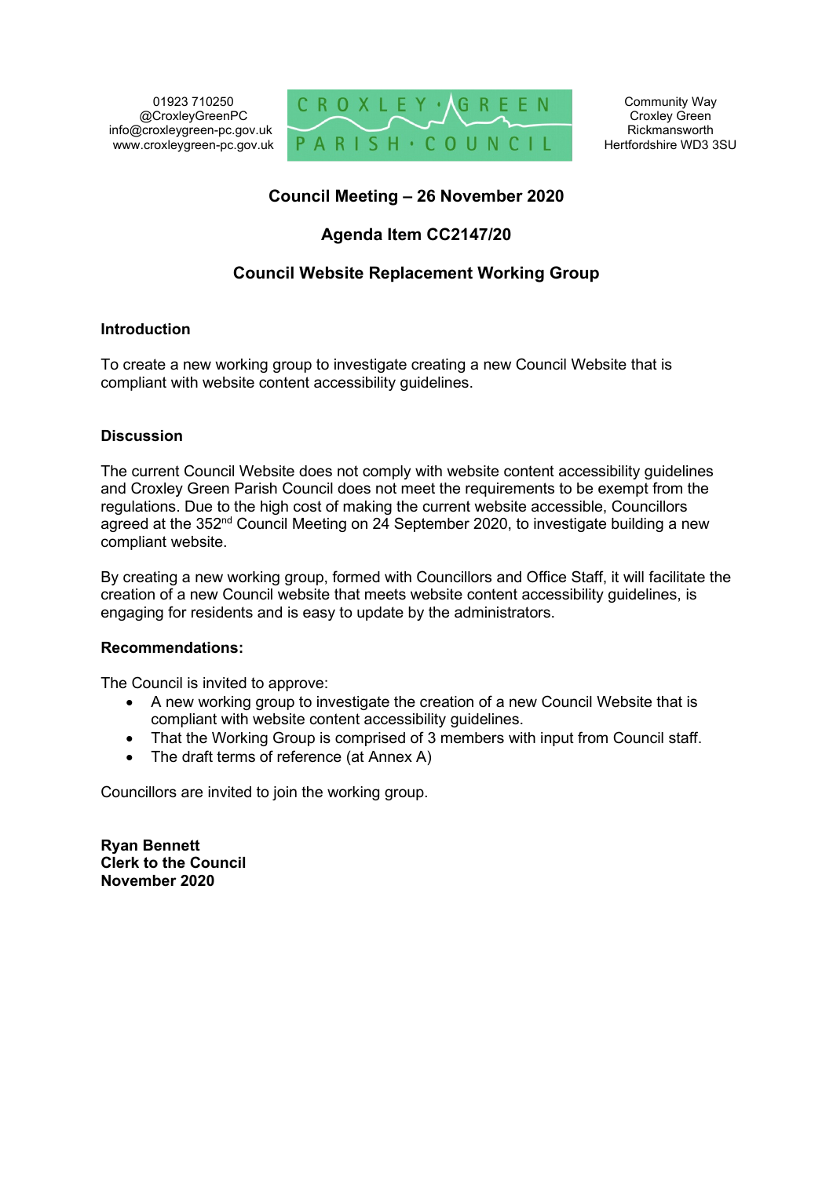01923 710250
@CroxleyGreenPC
info@croxleygreen-pc.gov.uk
www.croxleygreen-pc.gov.uk

CROXLEY GREEN PARISH COUNCIL

Community Way
Croxley Green
Rickmansworth
Hertfordshire WD3 3SU

# Council Meeting – 26 November 2020

## Agenda Item CC2147/20

## Council Website Replacement Working Group

**Introduction**

To create a new working group to investigate creating a new Council Website that is compliant with website content accessibility guidelines.

**Discussion**

The current Council Website does not comply with website content accessibility guidelines and Croxley Green Parish Council does not meet the requirements to be exempt from the regulations. Due to the high cost of making the current website accessible, Councillors agreed at the 352nd Council Meeting on 24 September 2020, to investigate building a new compliant website.

By creating a new working group, formed with Councillors and Office Staff, it will facilitate the creation of a new Council website that meets website content accessibility guidelines, is engaging for residents and is easy to update by the administrators.

**Recommendations:**

The Council is invited to approve:

- A new working group to investigate the creation of a new Council Website that is compliant with website content accessibility guidelines.
- That the Working Group is comprised of 3 members with input from Council staff.
- The draft terms of reference (at Annex A)

Councillors are invited to join the working group.

**Ryan Bennett**
**Clerk to the Council**
**November 2020**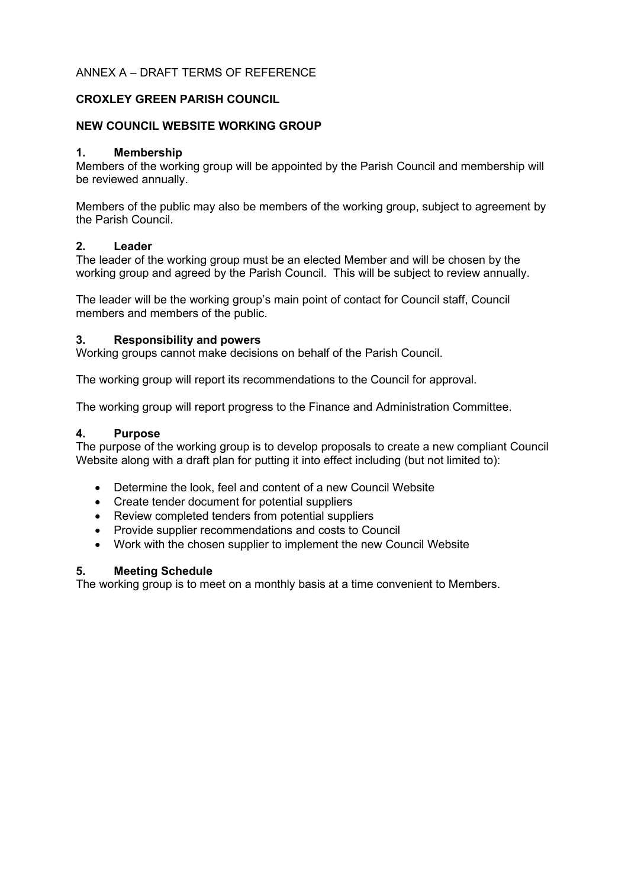ANNEX A – DRAFT TERMS OF REFERENCE

**CROXLEY GREEN PARISH COUNCIL**

**NEW COUNCIL WEBSITE WORKING GROUP**

### 1. Membership

Members of the working group will be appointed by the Parish Council and membership will be reviewed annually.

Members of the public may also be members of the working group, subject to agreement by the Parish Council.

### 2. Leader

The leader of the working group must be an elected Member and will be chosen by the working group and agreed by the Parish Council. This will be subject to review annually.

The leader will be the working group's main point of contact for Council staff, Council members and members of the public.

### 3. Responsibility and powers

Working groups cannot make decisions on behalf of the Parish Council.

The working group will report its recommendations to the Council for approval.

The working group will report progress to the Finance and Administration Committee.

### 4. Purpose

The purpose of the working group is to develop proposals to create a new compliant Council Website along with a draft plan for putting it into effect including (but not limited to):

- Determine the look, feel and content of a new Council Website
- Create tender document for potential suppliers
- Review completed tenders from potential suppliers
- Provide supplier recommendations and costs to Council
- Work with the chosen supplier to implement the new Council Website

### 5. Meeting Schedule

The working group is to meet on a monthly basis at a time convenient to Members.